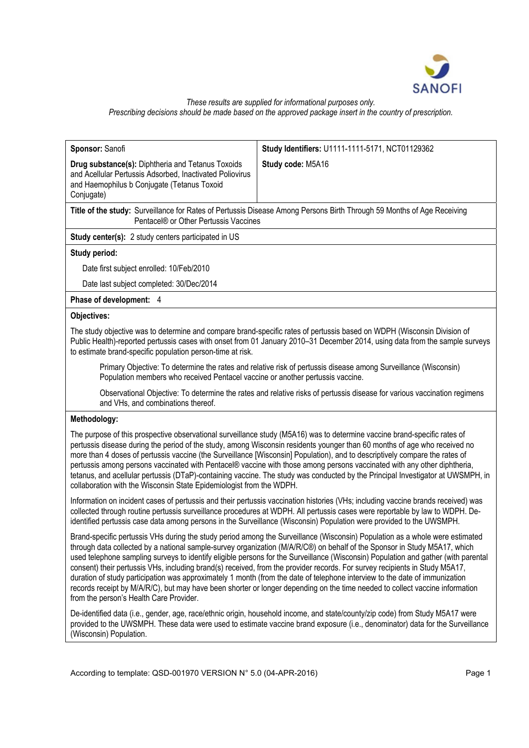*These results are supplied for informational purposes only.*
*Prescribing decisions should be made based on the approved package insert in the country of prescription.*

| | |
|---|---|
| **Sponsor:** Sanofi | **Study Identifiers:** U1111-1111-5171, NCT01129362 |
| **Drug substance(s):** Diphtheria and Tetanus Toxoids and Acellular Pertussis Adsorbed, Inactivated Poliovirus and Haemophilus b Conjugate (Tetanus Toxoid Conjugate) | **Study code:** M5A16 |

**Title of the study:** Surveillance for Rates of Pertussis Disease Among Persons Birth Through 59 Months of Age Receiving Pentacel® or Other Pertussis Vaccines

**Study center(s):** 2 study centers participated in US

**Study period:**

Date first subject enrolled: 10/Feb/2010

Date last subject completed: 30/Dec/2014

**Phase of development:** 4

**Objectives:**

The study objective was to determine and compare brand-specific rates of pertussis based on WDPH (Wisconsin Division of Public Health)-reported pertussis cases with onset from 01 January 2010–31 December 2014, using data from the sample surveys to estimate brand-specific population person-time at risk.

Primary Objective: To determine the rates and relative risk of pertussis disease among Surveillance (Wisconsin) Population members who received Pentacel vaccine or another pertussis vaccine.

Observational Objective: To determine the rates and relative risks of pertussis disease for various vaccination regimens and VHs, and combinations thereof.

**Methodology:**

The purpose of this prospective observational surveillance study (M5A16) was to determine vaccine brand-specific rates of pertussis disease during the period of the study, among Wisconsin residents younger than 60 months of age who received no more than 4 doses of pertussis vaccine (the Surveillance [Wisconsin] Population), and to descriptively compare the rates of pertussis among persons vaccinated with Pentacel® vaccine with those among persons vaccinated with any other diphtheria, tetanus, and acellular pertussis (DTaP)-containing vaccine. The study was conducted by the Principal Investigator at UWSMPH, in collaboration with the Wisconsin State Epidemiologist from the WDPH.

Information on incident cases of pertussis and their pertussis vaccination histories (VHs; including vaccine brands received) was collected through routine pertussis surveillance procedures at WDPH. All pertussis cases were reportable by law to WDPH. De-identified pertussis case data among persons in the Surveillance (Wisconsin) Population were provided to the UWSMPH.

Brand-specific pertussis VHs during the study period among the Surveillance (Wisconsin) Population as a whole were estimated through data collected by a national sample-survey organization (M/A/R/C®) on behalf of the Sponsor in Study M5A17, which used telephone sampling surveys to identify eligible persons for the Surveillance (Wisconsin) Population and gather (with parental consent) their pertussis VHs, including brand(s) received, from the provider records. For survey recipients in Study M5A17, duration of study participation was approximately 1 month (from the date of telephone interview to the date of immunization records receipt by M/A/R/C), but may have been shorter or longer depending on the time needed to collect vaccine information from the person's Health Care Provider.

De-identified data (i.e., gender, age, race/ethnic origin, household income, and state/county/zip code) from Study M5A17 were provided to the UWSMPH. These data were used to estimate vaccine brand exposure (i.e., denominator) data for the Surveillance (Wisconsin) Population.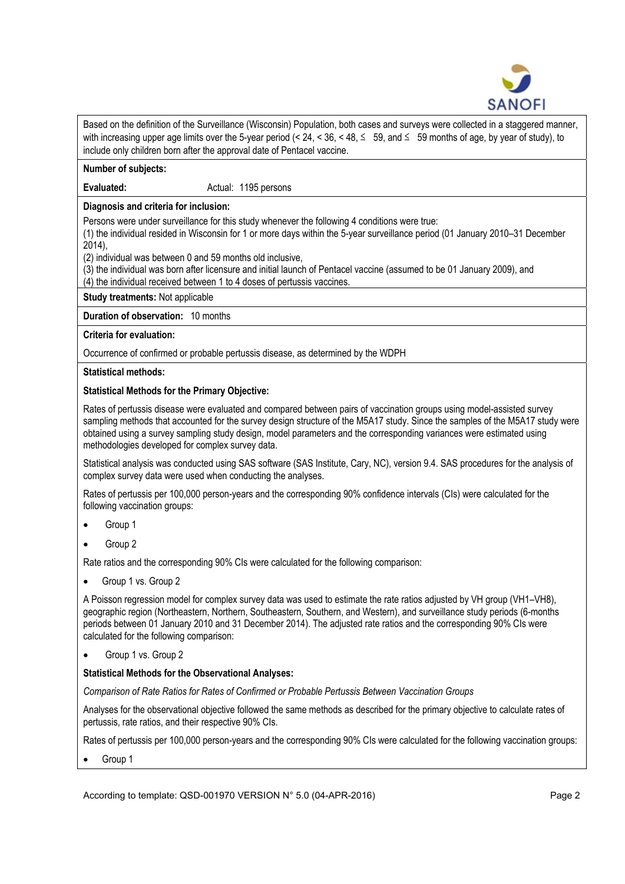Based on the definition of the Surveillance (Wisconsin) Population, both cases and surveys were collected in a staggered manner, with increasing upper age limits over the 5-year period (< 24, < 36, < 48, ≤ 59, and ≤ 59 months of age, by year of study), to include only children born after the approval date of Pentacel vaccine.

**Number of subjects:**

**Evaluated:** Actual: 1195 persons

**Diagnosis and criteria for inclusion:**

Persons were under surveillance for this study whenever the following 4 conditions were true:

(1) the individual resided in Wisconsin for 1 or more days within the 5-year surveillance period (01 January 2010–31 December 2014),

(2) individual was between 0 and 59 months old inclusive,

(3) the individual was born after licensure and initial launch of Pentacel vaccine (assumed to be 01 January 2009), and

(4) the individual received between 1 to 4 doses of pertussis vaccines.

**Study treatments:** Not applicable

**Duration of observation:** 10 months

**Criteria for evaluation:**

Occurrence of confirmed or probable pertussis disease, as determined by the WDPH

**Statistical methods:**

**Statistical Methods for the Primary Objective:**

Rates of pertussis disease were evaluated and compared between pairs of vaccination groups using model-assisted survey sampling methods that accounted for the survey design structure of the M5A17 study. Since the samples of the M5A17 study were obtained using a survey sampling study design, model parameters and the corresponding variances were estimated using methodologies developed for complex survey data.

Statistical analysis was conducted using SAS software (SAS Institute, Cary, NC), version 9.4. SAS procedures for the analysis of complex survey data were used when conducting the analyses.

Rates of pertussis per 100,000 person-years and the corresponding 90% confidence intervals (CIs) were calculated for the following vaccination groups:

- Group 1
- Group 2

Rate ratios and the corresponding 90% CIs were calculated for the following comparison:

- Group 1 vs. Group 2

A Poisson regression model for complex survey data was used to estimate the rate ratios adjusted by VH group (VH1–VH8), geographic region (Northeastern, Northern, Southeastern, Southern, and Western), and surveillance study periods (6-months periods between 01 January 2010 and 31 December 2014). The adjusted rate ratios and the corresponding 90% CIs were calculated for the following comparison:

- Group 1 vs. Group 2

**Statistical Methods for the Observational Analyses:**

*Comparison of Rate Ratios for Rates of Confirmed or Probable Pertussis Between Vaccination Groups*

Analyses for the observational objective followed the same methods as described for the primary objective to calculate rates of pertussis, rate ratios, and their respective 90% CIs.

Rates of pertussis per 100,000 person-years and the corresponding 90% CIs were calculated for the following vaccination groups:

- Group 1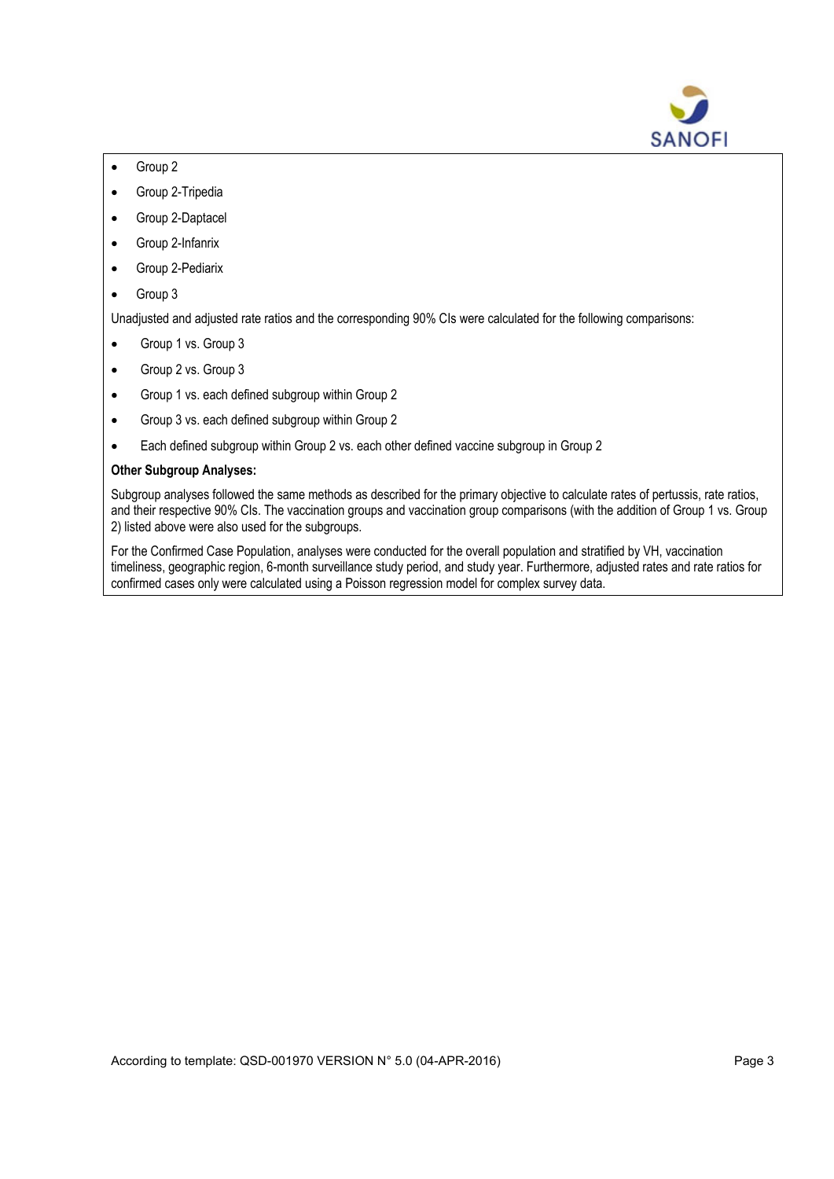- Group 2
- Group 2-Tripedia
- Group 2-Daptacel
- Group 2-Infanrix
- Group 2-Pediarix
- Group 3

Unadjusted and adjusted rate ratios and the corresponding 90% CIs were calculated for the following comparisons:

- Group 1 vs. Group 3
- Group 2 vs. Group 3
- Group 1 vs. each defined subgroup within Group 2
- Group 3 vs. each defined subgroup within Group 2
- Each defined subgroup within Group 2 vs. each other defined vaccine subgroup in Group 2

**Other Subgroup Analyses:**

Subgroup analyses followed the same methods as described for the primary objective to calculate rates of pertussis, rate ratios, and their respective 90% CIs. The vaccination groups and vaccination group comparisons (with the addition of Group 1 vs. Group 2) listed above were also used for the subgroups.

For the Confirmed Case Population, analyses were conducted for the overall population and stratified by VH, vaccination timeliness, geographic region, 6-month surveillance study period, and study year. Furthermore, adjusted rates and rate ratios for confirmed cases only were calculated using a Poisson regression model for complex survey data.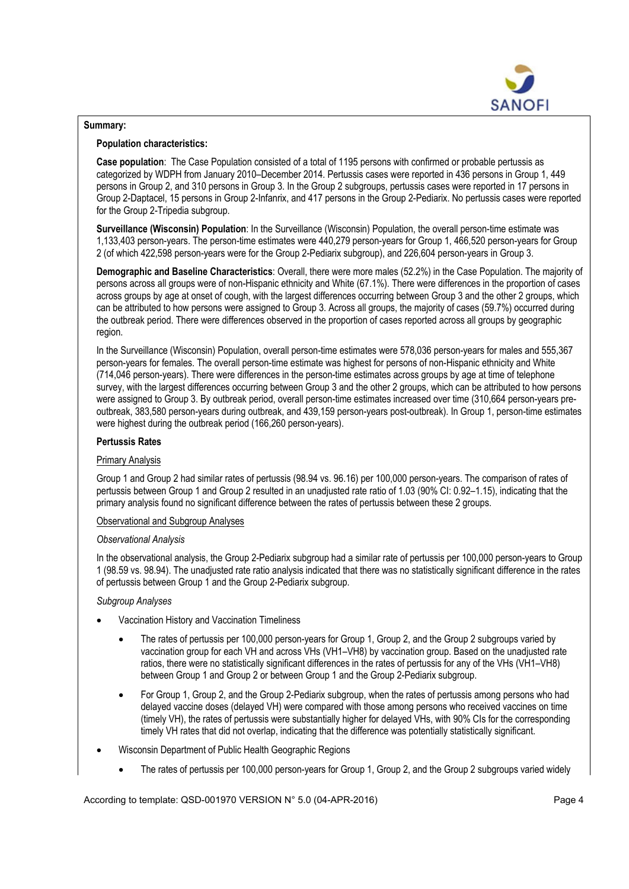**Summary:**

**Population characteristics:**

**Case population**: The Case Population consisted of a total of 1195 persons with confirmed or probable pertussis as categorized by WDPH from January 2010–December 2014. Pertussis cases were reported in 436 persons in Group 1, 449 persons in Group 2, and 310 persons in Group 3. In the Group 2 subgroups, pertussis cases were reported in 17 persons in Group 2-Daptacel, 15 persons in Group 2-Infanrix, and 417 persons in the Group 2-Pediarix. No pertussis cases were reported for the Group 2-Tripedia subgroup.

**Surveillance (Wisconsin) Population**: In the Surveillance (Wisconsin) Population, the overall person-time estimate was 1,133,403 person-years. The person-time estimates were 440,279 person-years for Group 1, 466,520 person-years for Group 2 (of which 422,598 person-years were for the Group 2-Pediarix subgroup), and 226,604 person-years in Group 3.

**Demographic and Baseline Characteristics**: Overall, there were more males (52.2%) in the Case Population. The majority of persons across all groups were of non-Hispanic ethnicity and White (67.1%). There were differences in the proportion of cases across groups by age at onset of cough, with the largest differences occurring between Group 3 and the other 2 groups, which can be attributed to how persons were assigned to Group 3. Across all groups, the majority of cases (59.7%) occurred during the outbreak period. There were differences observed in the proportion of cases reported across all groups by geographic region.

In the Surveillance (Wisconsin) Population, overall person-time estimates were 578,036 person-years for males and 555,367 person-years for females. The overall person-time estimate was highest for persons of non-Hispanic ethnicity and White (714,046 person-years). There were differences in the person-time estimates across groups by age at time of telephone survey, with the largest differences occurring between Group 3 and the other 2 groups, which can be attributed to how persons were assigned to Group 3. By outbreak period, overall person-time estimates increased over time (310,664 person-years pre-outbreak, 383,580 person-years during outbreak, and 439,159 person-years post-outbreak). In Group 1, person-time estimates were highest during the outbreak period (166,260 person-years).

**Pertussis Rates**

Primary Analysis

Group 1 and Group 2 had similar rates of pertussis (98.94 vs. 96.16) per 100,000 person-years. The comparison of rates of pertussis between Group 1 and Group 2 resulted in an unadjusted rate ratio of 1.03 (90% CI: 0.92–1.15), indicating that the primary analysis found no significant difference between the rates of pertussis between these 2 groups.

Observational and Subgroup Analyses

*Observational Analysis*

In the observational analysis, the Group 2-Pediarix subgroup had a similar rate of pertussis per 100,000 person-years to Group 1 (98.59 vs. 98.94). The unadjusted rate ratio analysis indicated that there was no statistically significant difference in the rates of pertussis between Group 1 and the Group 2-Pediarix subgroup.

*Subgroup Analyses*

- Vaccination History and Vaccination Timeliness
  - The rates of pertussis per 100,000 person-years for Group 1, Group 2, and the Group 2 subgroups varied by vaccination group for each VH and across VHs (VH1–VH8) by vaccination group. Based on the unadjusted rate ratios, there were no statistically significant differences in the rates of pertussis for any of the VHs (VH1–VH8) between Group 1 and Group 2 or between Group 1 and the Group 2-Pediarix subgroup.
  - For Group 1, Group 2, and the Group 2-Pediarix subgroup, when the rates of pertussis among persons who had delayed vaccine doses (delayed VH) were compared with those among persons who received vaccines on time (timely VH), the rates of pertussis were substantially higher for delayed VHs, with 90% CIs for the corresponding timely VH rates that did not overlap, indicating that the difference was potentially statistically significant.
- Wisconsin Department of Public Health Geographic Regions
  - The rates of pertussis per 100,000 person-years for Group 1, Group 2, and the Group 2 subgroups varied widely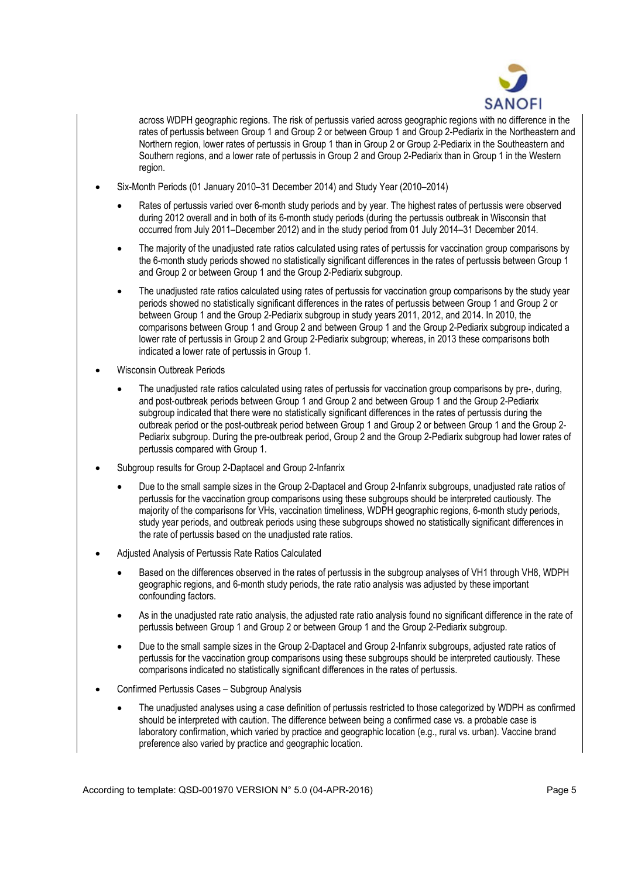across WDPH geographic regions. The risk of pertussis varied across geographic regions with no difference in the rates of pertussis between Group 1 and Group 2 or between Group 1 and Group 2-Pediarix in the Northeastern and Northern region, lower rates of pertussis in Group 1 than in Group 2 or Group 2-Pediarix in the Southeastern and Southern regions, and a lower rate of pertussis in Group 2 and Group 2-Pediarix than in Group 1 in the Western region.

- Six-Month Periods (01 January 2010–31 December 2014) and Study Year (2010–2014)
  - Rates of pertussis varied over 6-month study periods and by year. The highest rates of pertussis were observed during 2012 overall and in both of its 6-month study periods (during the pertussis outbreak in Wisconsin that occurred from July 2011–December 2012) and in the study period from 01 July 2014–31 December 2014.
  - The majority of the unadjusted rate ratios calculated using rates of pertussis for vaccination group comparisons by the 6-month study periods showed no statistically significant differences in the rates of pertussis between Group 1 and Group 2 or between Group 1 and the Group 2-Pediarix subgroup.
  - The unadjusted rate ratios calculated using rates of pertussis for vaccination group comparisons by the study year periods showed no statistically significant differences in the rates of pertussis between Group 1 and Group 2 or between Group 1 and the Group 2-Pediarix subgroup in study years 2011, 2012, and 2014. In 2010, the comparisons between Group 1 and Group 2 and between Group 1 and the Group 2-Pediarix subgroup indicated a lower rate of pertussis in Group 2 and Group 2-Pediarix subgroup; whereas, in 2013 these comparisons both indicated a lower rate of pertussis in Group 1.
- Wisconsin Outbreak Periods
  - The unadjusted rate ratios calculated using rates of pertussis for vaccination group comparisons by pre-, during, and post-outbreak periods between Group 1 and Group 2 and between Group 1 and the Group 2-Pediarix subgroup indicated that there were no statistically significant differences in the rates of pertussis during the outbreak period or the post-outbreak period between Group 1 and Group 2 or between Group 1 and the Group 2-Pediarix subgroup. During the pre-outbreak period, Group 2 and the Group 2-Pediarix subgroup had lower rates of pertussis compared with Group 1.
- Subgroup results for Group 2-Daptacel and Group 2-Infanrix
  - Due to the small sample sizes in the Group 2-Daptacel and Group 2-Infanrix subgroups, unadjusted rate ratios of pertussis for the vaccination group comparisons using these subgroups should be interpreted cautiously. The majority of the comparisons for VHs, vaccination timeliness, WDPH geographic regions, 6-month study periods, study year periods, and outbreak periods using these subgroups showed no statistically significant differences in the rate of pertussis based on the unadjusted rate ratios.
- Adjusted Analysis of Pertussis Rate Ratios Calculated
  - Based on the differences observed in the rates of pertussis in the subgroup analyses of VH1 through VH8, WDPH geographic regions, and 6-month study periods, the rate ratio analysis was adjusted by these important confounding factors.
  - As in the unadjusted rate ratio analysis, the adjusted rate ratio analysis found no significant difference in the rate of pertussis between Group 1 and Group 2 or between Group 1 and the Group 2-Pediarix subgroup.
  - Due to the small sample sizes in the Group 2-Daptacel and Group 2-Infanrix subgroups, adjusted rate ratios of pertussis for the vaccination group comparisons using these subgroups should be interpreted cautiously. These comparisons indicated no statistically significant differences in the rates of pertussis.
- Confirmed Pertussis Cases – Subgroup Analysis
  - The unadjusted analyses using a case definition of pertussis restricted to those categorized by WDPH as confirmed should be interpreted with caution. The difference between being a confirmed case vs. a probable case is laboratory confirmation, which varied by practice and geographic location (e.g., rural vs. urban). Vaccine brand preference also varied by practice and geographic location.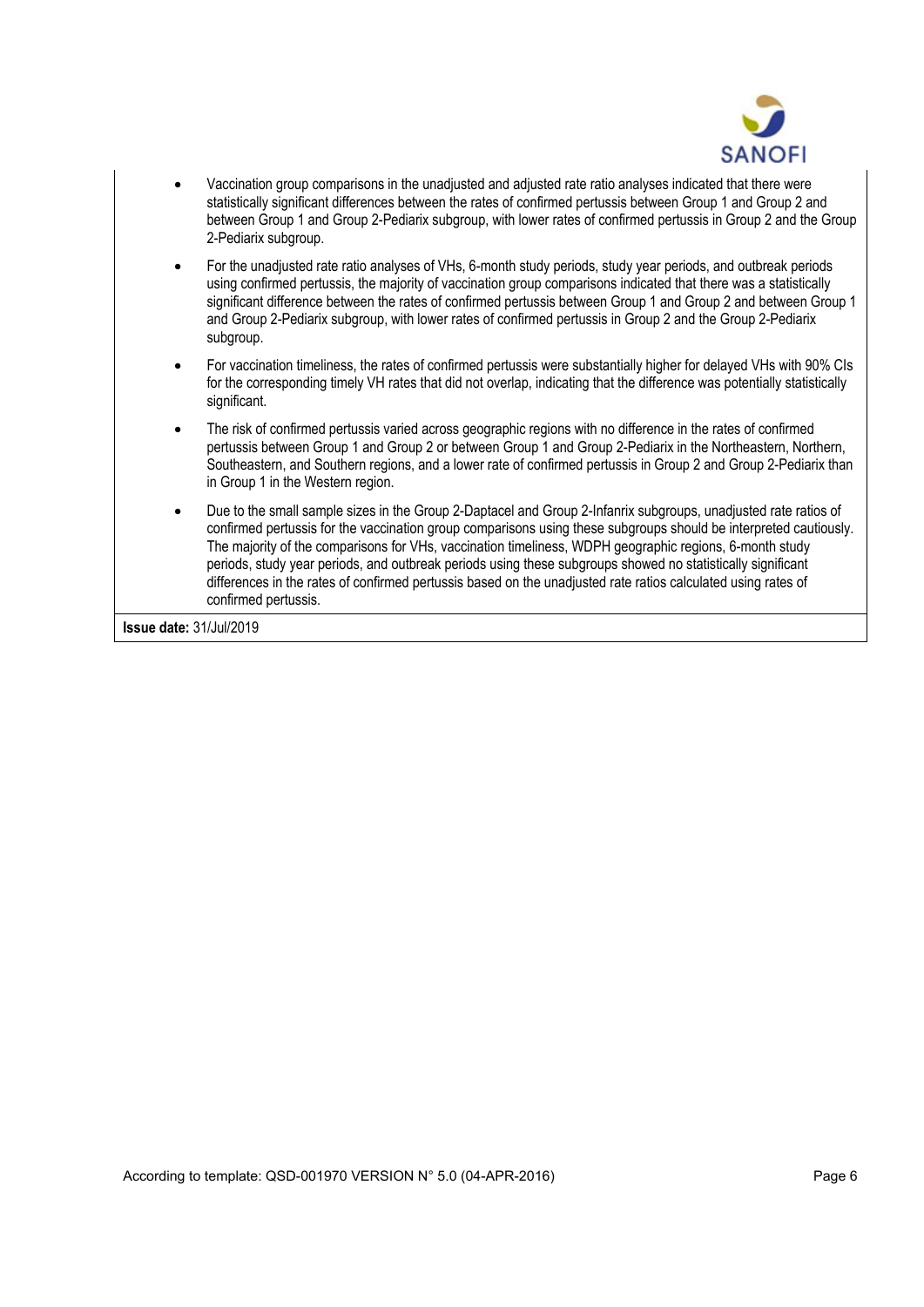- Vaccination group comparisons in the unadjusted and adjusted rate ratio analyses indicated that there were statistically significant differences between the rates of confirmed pertussis between Group 1 and Group 2 and between Group 1 and Group 2-Pediarix subgroup, with lower rates of confirmed pertussis in Group 2 and the Group 2-Pediarix subgroup.
- For the unadjusted rate ratio analyses of VHs, 6-month study periods, study year periods, and outbreak periods using confirmed pertussis, the majority of vaccination group comparisons indicated that there was a statistically significant difference between the rates of confirmed pertussis between Group 1 and Group 2 and between Group 1 and Group 2-Pediarix subgroup, with lower rates of confirmed pertussis in Group 2 and the Group 2-Pediarix subgroup.
- For vaccination timeliness, the rates of confirmed pertussis were substantially higher for delayed VHs with 90% CIs for the corresponding timely VH rates that did not overlap, indicating that the difference was potentially statistically significant.
- The risk of confirmed pertussis varied across geographic regions with no difference in the rates of confirmed pertussis between Group 1 and Group 2 or between Group 1 and Group 2-Pediarix in the Northeastern, Northern, Southeastern, and Southern regions, and a lower rate of confirmed pertussis in Group 2 and Group 2-Pediarix than in Group 1 in the Western region.
- Due to the small sample sizes in the Group 2-Daptacel and Group 2-Infanrix subgroups, unadjusted rate ratios of confirmed pertussis for the vaccination group comparisons using these subgroups should be interpreted cautiously. The majority of the comparisons for VHs, vaccination timeliness, WDPH geographic regions, 6-month study periods, study year periods, and outbreak periods using these subgroups showed no statistically significant differences in the rates of confirmed pertussis based on the unadjusted rate ratios calculated using rates of confirmed pertussis.

**Issue date:** 31/Jul/2019

According to template: QSD-001970 VERSION N° 5.0 (04-APR-2016)